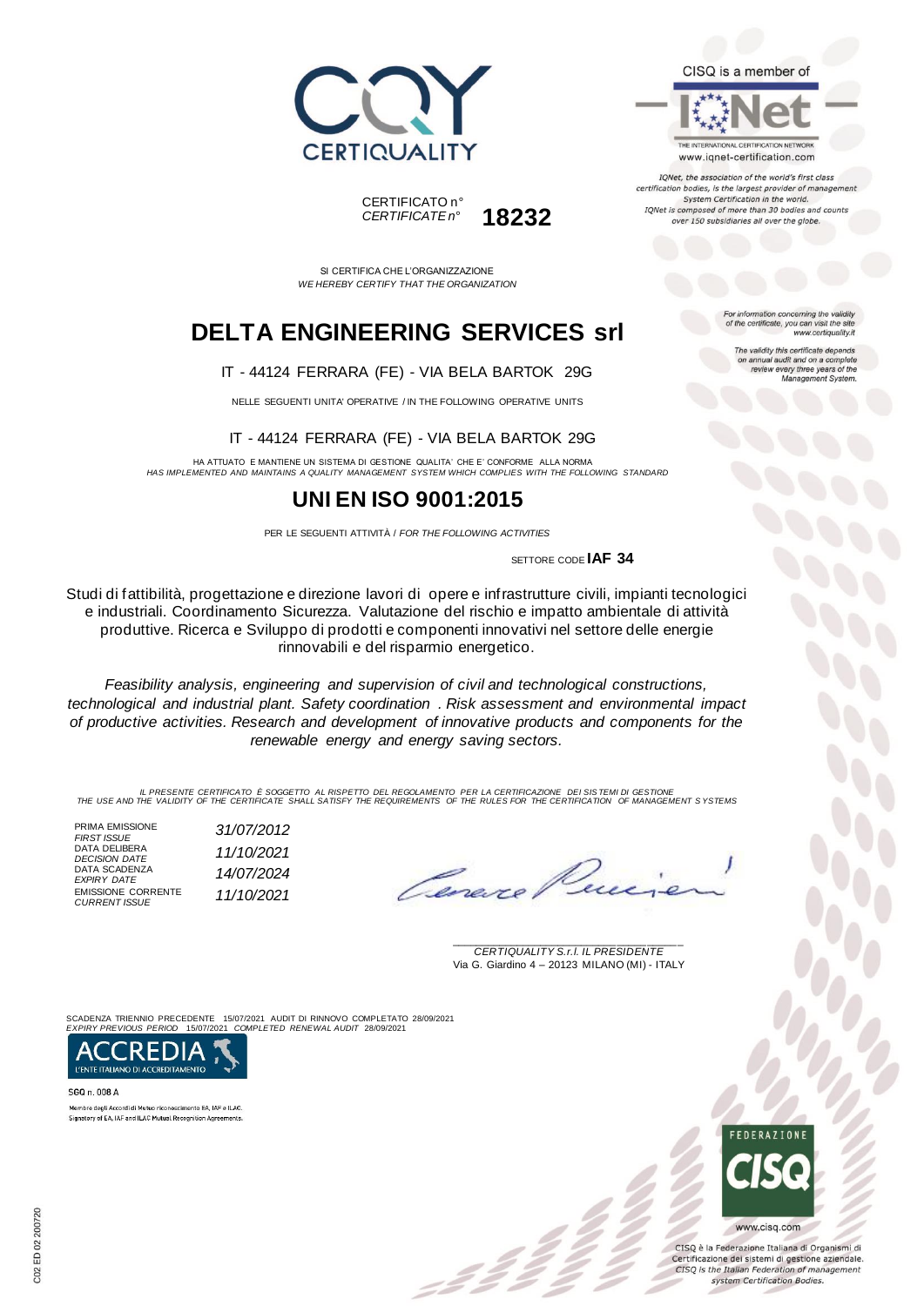CERTIQUALITY

CISQ is a member of

THE INTERNATIONAL CERTIFICATION NETWORK
www.iqnet-certification.com

*IQNet, the association of the world's first class certification bodies, is the largest provider of management System Certification in the world. IQNet is composed of more than 30 bodies and counts over 150 subsidiaries all over the globe.*

CERTIFICATO n°
*CERTIFICATE n°* **18232**

*For information concerning the validity of the certificate, you can visit the site www.certiquality.it*

*The validity this certificate depends on annual audit and on a complete review every three years of the Management System.*

SI CERTIFICA CHE L'ORGANIZZAZIONE
*WE HEREBY CERTIFY THAT THE ORGANIZATION*

# DELTA ENGINEERING SERVICES srl

IT - 44124 FERRARA (FE) - VIA BELA BARTOK 29G

NELLE SEGUENTI UNITA' OPERATIVE / IN THE FOLLOWING OPERATIVE UNITS

IT - 44124 FERRARA (FE) - VIA BELA BARTOK 29G

HA ATTUATO E MANTIENE UN SISTEMA DI GESTIONE QUALITA' CHE E' CONFORME ALLA NORMA
*HAS IMPLEMENTED AND MAINTAINS A QUALITY MANAGEMENT SYSTEM WHICH COMPLIES WITH THE FOLLOWING STANDARD*

## UNI EN ISO 9001:2015

PER LE SEGUENTI ATTIVITÀ / *FOR THE FOLLOWING ACTIVITIES*

SETTORE CODE **IAF 34**

Studi di fattibilità, progettazione e direzione lavori di opere e infrastrutture civili, impianti tecnologici e industriali. Coordinamento Sicurezza. Valutazione del rischio e impatto ambientale di attività produttive. Ricerca e Sviluppo di prodotti e componenti innovativi nel settore delle energie rinnovabili e del risparmio energetico.

*Feasibility analysis, engineering and supervision of civil and technological constructions, technological and industrial plant. Safety coordination . Risk assessment and environmental impact of productive activities. Research and development of innovative products and components for the renewable energy and energy saving sectors.*

*IL PRESENTE CERTIFICATO È SOGGETTO AL RISPETTO DEL REGOLAMENTO PER LA CERTIFICAZIONE DEI SISTEMI DI GESTIONE*
*THE USE AND THE VALIDITY OF THE CERTIFICATE SHALL SATISFY THE REQUIREMENTS OF THE RULES FOR THE CERTIFICATION OF MANAGEMENT SYSTEMS*

| | |
|---|---|
| PRIMA EMISSIONE *FIRST ISSUE* | *31/07/2012* |
| DATA DELIBERA *DECISION DATE* | *11/10/2021* |
| DATA SCADENZA *EXPIRY DATE* | *14/07/2024* |
| EMISSIONE CORRENTE *CURRENT ISSUE* | *11/10/2021* |

*CERTIQUALITY S.r.l. IL PRESIDENTE*
Via G. Giardino 4 – 20123 MILANO (MI) - ITALY

SCADENZA TRIENNIO PRECEDENTE 15/07/2021 AUDIT DI RINNOVO COMPLETATO 28/09/2021
*EXPIRY PREVIOUS PERIOD 15/07/2021 COMPLETED RENEWAL AUDIT 28/09/2021*

ACCREDIA L'ENTE ITALIANO DI ACCREDITAMENTO

SGQ n. 008 A

Membro degli Accordi di Mutuo riconoscimento EA, IAF e ILAC.
Signatory of EA, IAF and ILAC Mutual Recognition Agreements.

FEDERAZIONE CISQ

www.cisq.com

CISQ è la Federazione Italiana di Organismi di Certificazione dei sistemi di gestione aziendale.
*CISQ is the Italian Federation of management system Certification Bodies.*

C02 ED 02 200720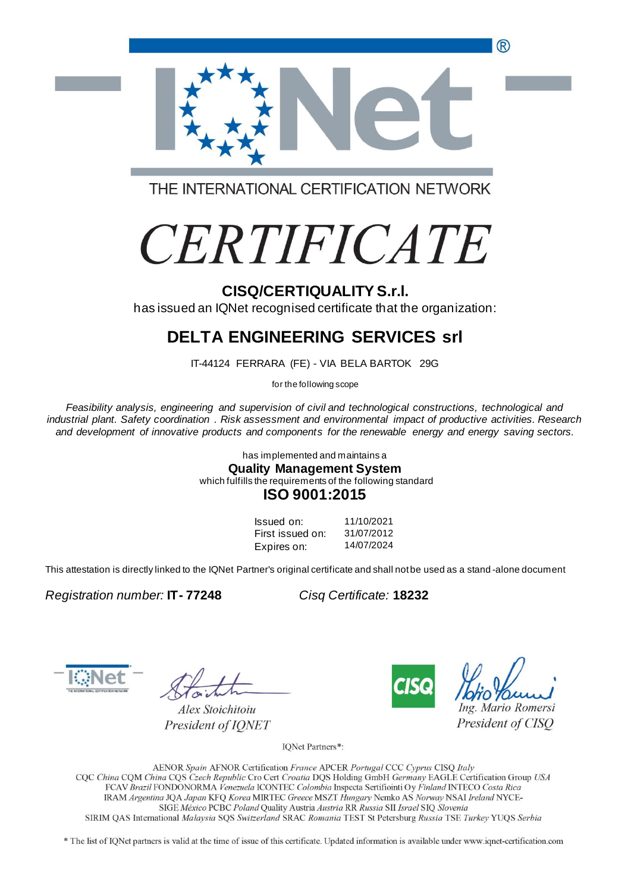THE INTERNATIONAL CERTIFICATION NETWORK

# *CERTIFICATE*

## CISQ/CERTIQUALITY S.r.l.

has issued an IQNet recognised certificate that the organization:

## DELTA ENGINEERING SERVICES srl

IT-44124 FERRARA (FE) - VIA BELA BARTOK 29G

for the following scope

*Feasibility analysis, engineering and supervision of civil and technological constructions, technological and industrial plant. Safety coordination . Risk assessment and environmental impact of productive activities. Research and development of innovative products and components for the renewable energy and energy saving sectors.*

has implemented and maintains a

**Quality Management System**

which fulfills the requirements of the following standard

## ISO 9001:2015

| | |
|---|---|
| Issued on: | 11/10/2021 |
| First issued on: | 31/07/2012 |
| Expires on: | 14/07/2024 |

This attestation is directly linked to the IQNet Partner's original certificate and shall not be used as a stand-alone document

*Registration number:* **IT- 77248** *Cisq Certificate:* **18232**

*Alex Stoichitoiu*
*President of IQNET*

*Ing. Mario Romersi*
*President of CISQ*

IQNet Partners*:

AENOR *Spain* AFNOR Certification *France* APCER *Portugal* CCC *Cyprus* CISQ *Italy*
CQC *China* CQM *China* CQS *Czech Republic* Cro Cert *Croatia* DQS Holding GmbH *Germany* EAGLE Certification Group *USA*
FCAV *Brazil* FONDONORMA *Venezuela* ICONTEC *Colombia* Inspecta Sertifiointi Oy *Finland* INTECO *Costa Rica*
IRAM *Argentina* JQA *Japan* KFQ *Korea* MIRTEC *Greece* MSZT *Hungary* Nemko AS *Norway* NSAI *Ireland* NYCE-SIGE *México* PCBC *Poland* Quality Austria *Austria* RR *Russia* SII *Israel* SIQ *Slovenia*
SIRIM QAS International *Malaysia* SQS *Switzerland* SRAC *Romania* TEST St Petersburg *Russia* TSE *Turkey* YUQS *Serbia*

* The list of IQNet partners is valid at the time of issue of this certificate. Updated information is available under www.iqnet-certification.com